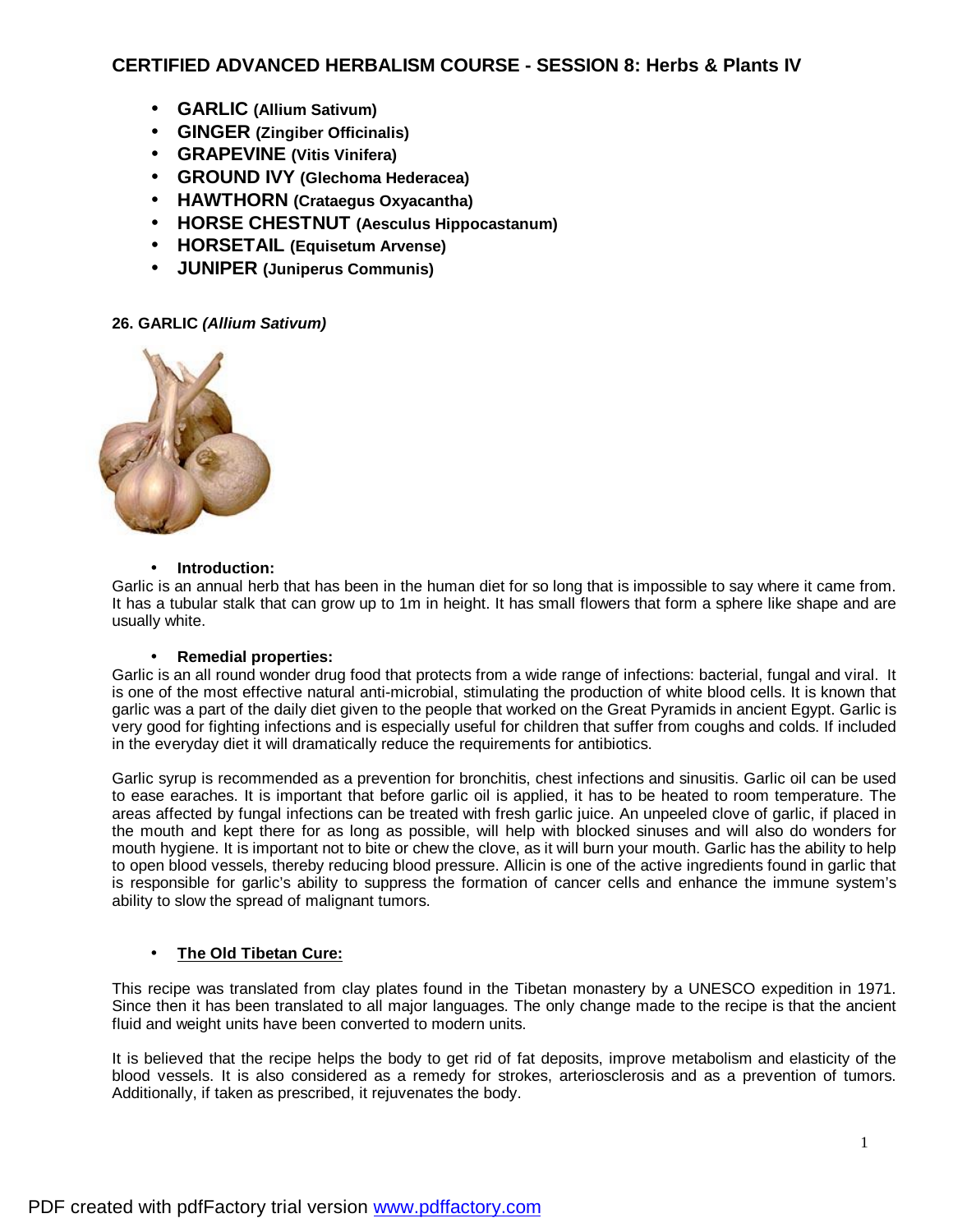# CERTIFIED ADVANCED HERBALISM COURSE - SESSION 8: Herbs & Plants IV

- **GARLIC (Allium Sativum)**
- **GINGER (Zingiber Officinalis)**
- **GRAPEVINE (Vitis Vinifera)**
- **GROUND IVY (Glechoma Hederacea)**
- **HAWTHORN (Crataegus Oxyacantha)**
- **HORSE CHESTNUT (Aesculus Hippocastanum)**
- **HORSETAIL (Equisetum Arvense)**
- **JUNIPER (Juniperus Communis)**

## 26. GARLIC *(Allium Sativum)*

- **Introduction:**

Garlic is an annual herb that has been in the human diet for so long that is impossible to say where it came from. It has a tubular stalk that can grow up to 1m in height. It has small flowers that form a sphere like shape and are usually white.

- **Remedial properties:**

Garlic is an all round wonder drug food that protects from a wide range of infections: bacterial, fungal and viral. It is one of the most effective natural anti-microbial, stimulating the production of white blood cells. It is known that garlic was a part of the daily diet given to the people that worked on the Great Pyramids in ancient Egypt. Garlic is very good for fighting infections and is especially useful for children that suffer from coughs and colds. If included in the everyday diet it will dramatically reduce the requirements for antibiotics.

Garlic syrup is recommended as a prevention for bronchitis, chest infections and sinusitis. Garlic oil can be used to ease earaches. It is important that before garlic oil is applied, it has to be heated to room temperature. The areas affected by fungal infections can be treated with fresh garlic juice. An unpeeled clove of garlic, if placed in the mouth and kept there for as long as possible, will help with blocked sinuses and will also do wonders for mouth hygiene. It is important not to bite or chew the clove, as it will burn your mouth. Garlic has the ability to help to open blood vessels, thereby reducing blood pressure. Allicin is one of the active ingredients found in garlic that is responsible for garlic's ability to suppress the formation of cancer cells and enhance the immune system's ability to slow the spread of malignant tumors.

- **<u>The Old Tibetan Cure:</u>**

This recipe was translated from clay plates found in the Tibetan monastery by a UNESCO expedition in 1971. Since then it has been translated to all major languages. The only change made to the recipe is that the ancient fluid and weight units have been converted to modern units.

It is believed that the recipe helps the body to get rid of fat deposits, improve metabolism and elasticity of the blood vessels. It is also considered as a remedy for strokes, arteriosclerosis and as a prevention of tumors. Additionally, if taken as prescribed, it rejuvenates the body.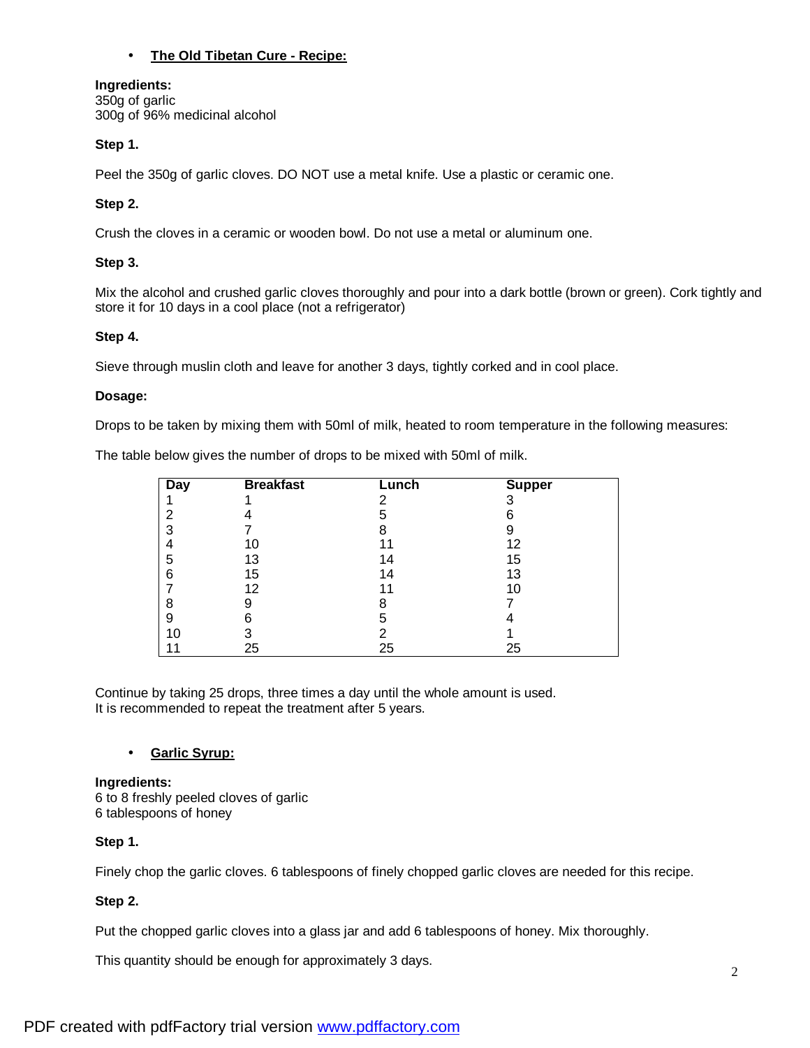- **The Old Tibetan Cure - Recipe:**

**Ingredients:**
350g of garlic
300g of 96% medicinal alcohol

**Step 1.**

Peel the 350g of garlic cloves. DO NOT use a metal knife. Use a plastic or ceramic one.

**Step 2.**

Crush the cloves in a ceramic or wooden bowl. Do not use a metal or aluminum one.

**Step 3.**

Mix the alcohol and crushed garlic cloves thoroughly and pour into a dark bottle (brown or green). Cork tightly and store it for 10 days in a cool place (not a refrigerator)

**Step 4.**

Sieve through muslin cloth and leave for another 3 days, tightly corked and in cool place.

**Dosage:**

Drops to be taken by mixing them with 50ml of milk, heated to room temperature in the following measures:

The table below gives the number of drops to be mixed with 50ml of milk.

| Day | Breakfast | Lunch | Supper |
|---|---|---|---|
| 1 | 1 | 2 | 3 |
| 2 | 4 | 5 | 6 |
| 3 | 7 | 8 | 9 |
| 4 | 10 | 11 | 12 |
| 5 | 13 | 14 | 15 |
| 6 | 15 | 14 | 13 |
| 7 | 12 | 11 | 10 |
| 8 | 9 | 8 | 7 |
| 9 | 6 | 5 | 4 |
| 10 | 3 | 2 | 1 |
| 11 | 25 | 25 | 25 |

Continue by taking 25 drops, three times a day until the whole amount is used.
It is recommended to repeat the treatment after 5 years.

- **Garlic Syrup:**

**Ingredients:**
6 to 8 freshly peeled cloves of garlic
6 tablespoons of honey

**Step 1.**

Finely chop the garlic cloves. 6 tablespoons of finely chopped garlic cloves are needed for this recipe.

**Step 2.**

Put the chopped garlic cloves into a glass jar and add 6 tablespoons of honey. Mix thoroughly.

This quantity should be enough for approximately 3 days.

PDF created with pdfFactory trial version www.pdffactory.com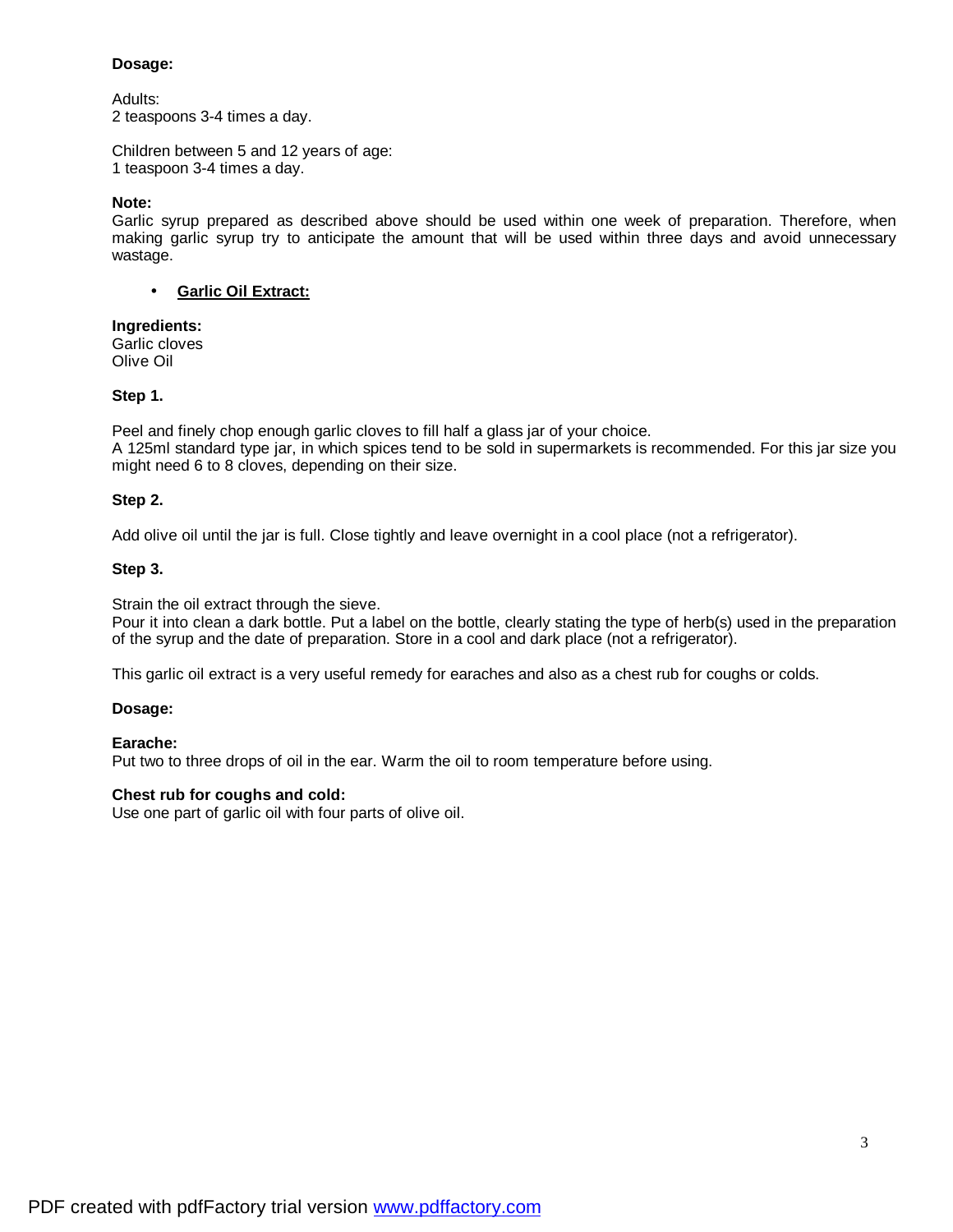**Dosage:**

Adults:
2 teaspoons 3-4 times a day.

Children between 5 and 12 years of age:
1 teaspoon 3-4 times a day.

**Note:**
Garlic syrup prepared as described above should be used within one week of preparation. Therefore, when making garlic syrup try to anticipate the amount that will be used within three days and avoid unnecessary wastage.

- **Garlic Oil Extract:**

**Ingredients:**
Garlic cloves
Olive Oil

**Step 1.**

Peel and finely chop enough garlic cloves to fill half a glass jar of your choice.
A 125ml standard type jar, in which spices tend to be sold in supermarkets is recommended. For this jar size you might need 6 to 8 cloves, depending on their size.

**Step 2.**

Add olive oil until the jar is full. Close tightly and leave overnight in a cool place (not a refrigerator).

**Step 3.**

Strain the oil extract through the sieve.
Pour it into clean a dark bottle. Put a label on the bottle, clearly stating the type of herb(s) used in the preparation of the syrup and the date of preparation. Store in a cool and dark place (not a refrigerator).

This garlic oil extract is a very useful remedy for earaches and also as a chest rub for coughs or colds.

**Dosage:**

**Earache:**
Put two to three drops of oil in the ear. Warm the oil to room temperature before using.

**Chest rub for coughs and cold:**
Use one part of garlic oil with four parts of olive oil.

PDF created with pdfFactory trial version www.pdffactory.com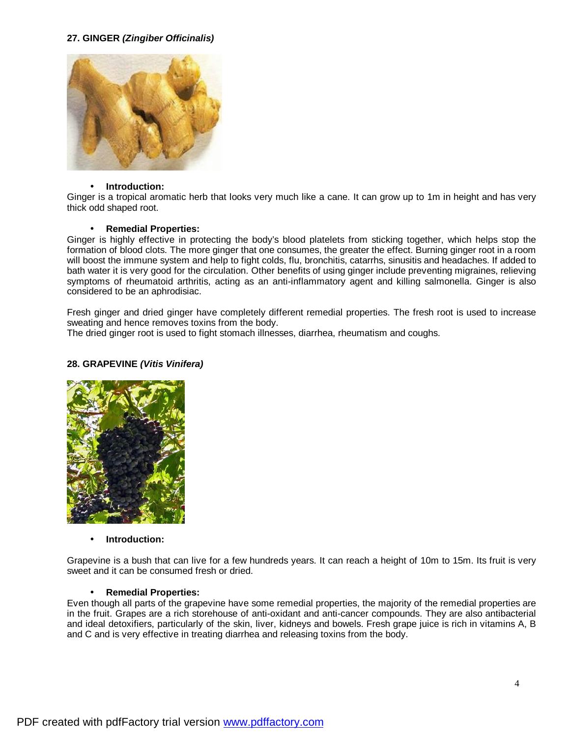**27. GINGER *(Zingiber Officinalis)***

- **Introduction:**

Ginger is a tropical aromatic herb that looks very much like a cane. It can grow up to 1m in height and has very thick odd shaped root.

- **Remedial Properties:**

Ginger is highly effective in protecting the body's blood platelets from sticking together, which helps stop the formation of blood clots. The more ginger that one consumes, the greater the effect. Burning ginger root in a room will boost the immune system and help to fight colds, flu, bronchitis, catarrhs, sinusitis and headaches. If added to bath water it is very good for the circulation. Other benefits of using ginger include preventing migraines, relieving symptoms of rheumatoid arthritis, acting as an anti-inflammatory agent and killing salmonella. Ginger is also considered to be an aphrodisiac.

Fresh ginger and dried ginger have completely different remedial properties. The fresh root is used to increase sweating and hence removes toxins from the body.
The dried ginger root is used to fight stomach illnesses, diarrhea, rheumatism and coughs.

**28. GRAPEVINE *(Vitis Vinifera)***

- **Introduction:**

Grapevine is a bush that can live for a few hundreds years. It can reach a height of 10m to 15m. Its fruit is very sweet and it can be consumed fresh or dried.

- **Remedial Properties:**

Even though all parts of the grapevine have some remedial properties, the majority of the remedial properties are in the fruit. Grapes are a rich storehouse of anti-oxidant and anti-cancer compounds. They are also antibacterial and ideal detoxifiers, particularly of the skin, liver, kidneys and bowels. Fresh grape juice is rich in vitamins A, B and C and is very effective in treating diarrhea and releasing toxins from the body.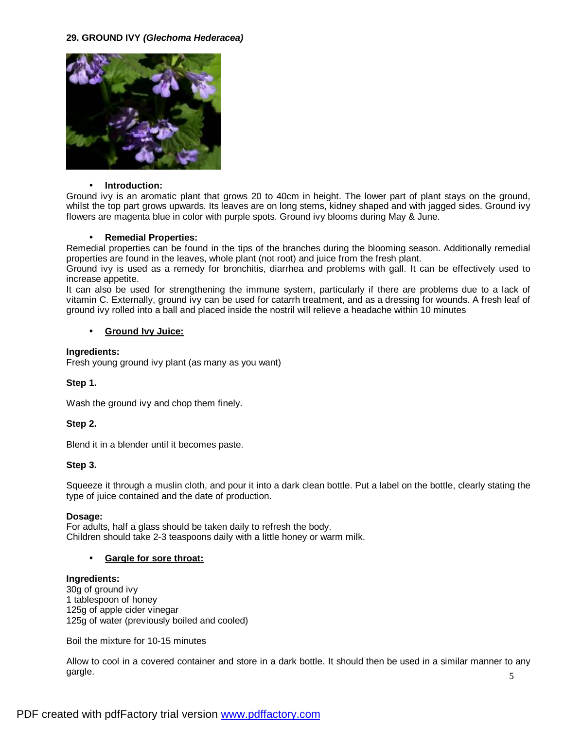**29. GROUND IVY *(Glechoma Hederacea)***

- **Introduction:**

Ground ivy is an aromatic plant that grows 20 to 40cm in height. The lower part of plant stays on the ground, whilst the top part grows upwards. Its leaves are on long stems, kidney shaped and with jagged sides. Ground ivy flowers are magenta blue in color with purple spots. Ground ivy blooms during May & June.

- **Remedial Properties:**

Remedial properties can be found in the tips of the branches during the blooming season. Additionally remedial properties are found in the leaves, whole plant (not root) and juice from the fresh plant.
Ground ivy is used as a remedy for bronchitis, diarrhea and problems with gall. It can be effectively used to increase appetite.
It can also be used for strengthening the immune system, particularly if there are problems due to a lack of vitamin C. Externally, ground ivy can be used for catarrh treatment, and as a dressing for wounds. A fresh leaf of ground ivy rolled into a ball and placed inside the nostril will relieve a headache within 10 minutes

- **Ground Ivy Juice:**

**Ingredients:**
Fresh young ground ivy plant (as many as you want)

**Step 1.**

Wash the ground ivy and chop them finely.

**Step 2.**

Blend it in a blender until it becomes paste.

**Step 3.**

Squeeze it through a muslin cloth, and pour it into a dark clean bottle. Put a label on the bottle, clearly stating the type of juice contained and the date of production.

**Dosage:**
For adults, half a glass should be taken daily to refresh the body.
Children should take 2-3 teaspoons daily with a little honey or warm milk.

- **Gargle for sore throat:**

**Ingredients:**
30g of ground ivy
1 tablespoon of honey
125g of apple cider vinegar
125g of water (previously boiled and cooled)

Boil the mixture for 10-15 minutes

Allow to cool in a covered container and store in a dark bottle. It should then be used in a similar manner to any gargle.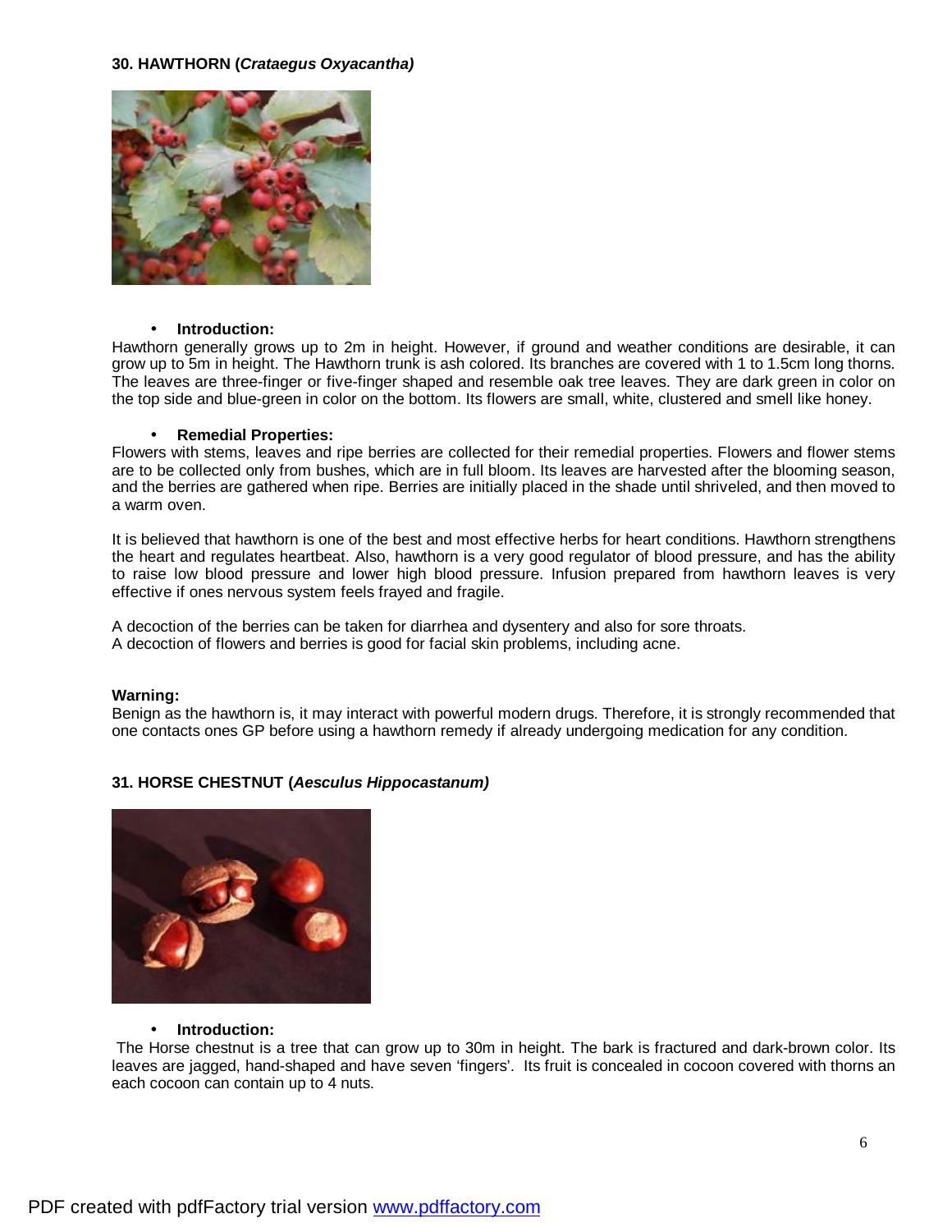### 30. HAWTHORN (*Crataegus Oxyacantha)*

- **Introduction:**

Hawthorn generally grows up to 2m in height. However, if ground and weather conditions are desirable, it can grow up to 5m in height. The Hawthorn trunk is ash colored. Its branches are covered with 1 to 1.5cm long thorns. The leaves are three-finger or five-finger shaped and resemble oak tree leaves. They are dark green in color on the top side and blue-green in color on the bottom. Its flowers are small, white, clustered and smell like honey.

- **Remedial Properties:**

Flowers with stems, leaves and ripe berries are collected for their remedial properties. Flowers and flower stems are to be collected only from bushes, which are in full bloom. Its leaves are harvested after the blooming season, and the berries are gathered when ripe. Berries are initially placed in the shade until shriveled, and then moved to a warm oven.

It is believed that hawthorn is one of the best and most effective herbs for heart conditions. Hawthorn strengthens the heart and regulates heartbeat. Also, hawthorn is a very good regulator of blood pressure, and has the ability to raise low blood pressure and lower high blood pressure. Infusion prepared from hawthorn leaves is very effective if ones nervous system feels frayed and fragile.

A decoction of the berries can be taken for diarrhea and dysentery and also for sore throats.
A decoction of flowers and berries is good for facial skin problems, including acne.

**Warning:**
Benign as the hawthorn is, it may interact with powerful modern drugs. Therefore, it is strongly recommended that one contacts ones GP before using a hawthorn remedy if already undergoing medication for any condition.

### 31. HORSE CHESTNUT (*Aesculus Hippocastanum)*

- **Introduction:**

The Horse chestnut is a tree that can grow up to 30m in height. The bark is fractured and dark-brown color. Its leaves are jagged, hand-shaped and have seven 'fingers'. Its fruit is concealed in cocoon covered with thorns an each cocoon can contain up to 4 nuts.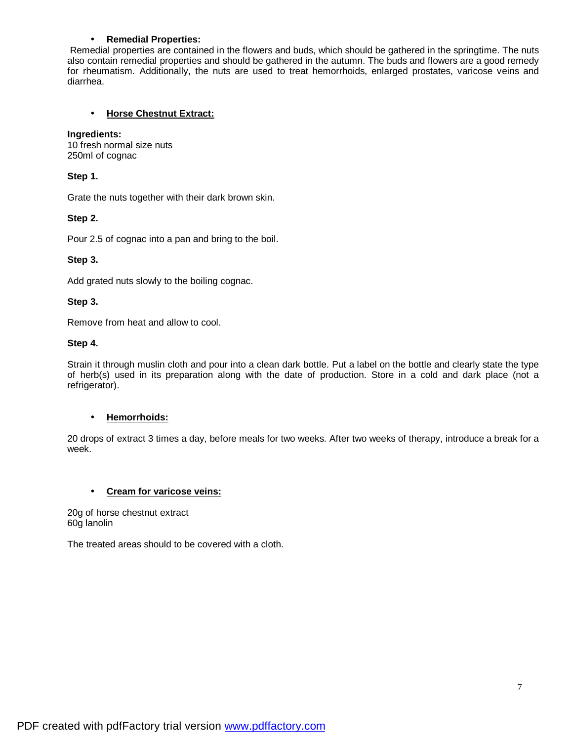- **Remedial Properties:**

Remedial properties are contained in the flowers and buds, which should be gathered in the springtime. The nuts also contain remedial properties and should be gathered in the autumn. The buds and flowers are a good remedy for rheumatism. Additionally, the nuts are used to treat hemorrhoids, enlarged prostates, varicose veins and diarrhea.

- **<u>Horse Chestnut Extract:</u>**

**Ingredients:**
10 fresh normal size nuts
250ml of cognac

**Step 1.**

Grate the nuts together with their dark brown skin.

**Step 2.**

Pour 2.5 of cognac into a pan and bring to the boil.

**Step 3.**

Add grated nuts slowly to the boiling cognac.

**Step 3.**

Remove from heat and allow to cool.

**Step 4.**

Strain it through muslin cloth and pour into a clean dark bottle. Put a label on the bottle and clearly state the type of herb(s) used in its preparation along with the date of production. Store in a cold and dark place (not a refrigerator).

- **<u>Hemorrhoids:</u>**

20 drops of extract 3 times a day, before meals for two weeks. After two weeks of therapy, introduce a break for a week.

- **<u>Cream for varicose veins:</u>**

20g of horse chestnut extract
60g lanolin

The treated areas should to be covered with a cloth.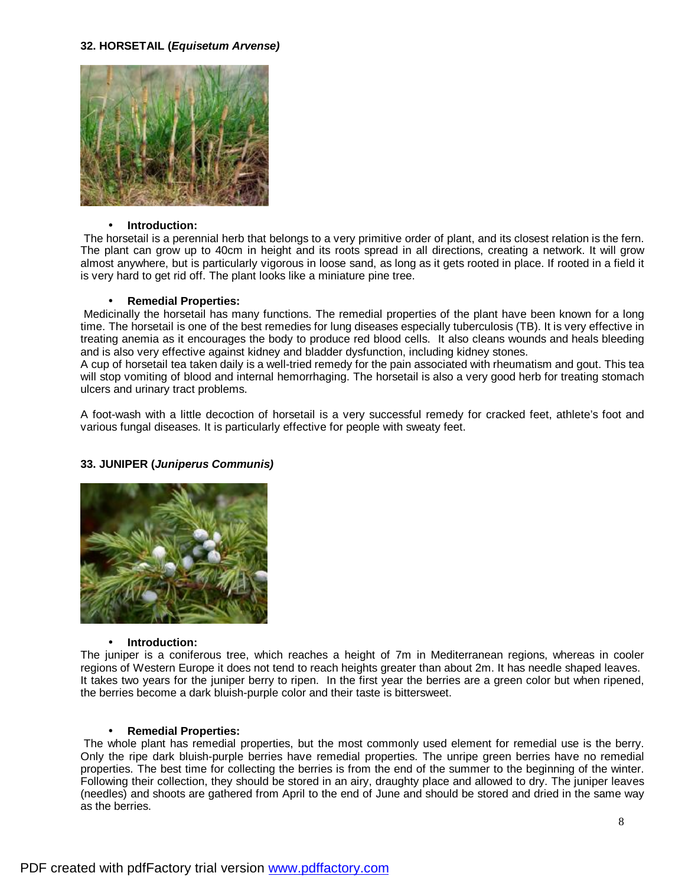### 32. HORSETAIL (*Equisetum Arvense)*

- **Introduction:**

The horsetail is a perennial herb that belongs to a very primitive order of plant, and its closest relation is the fern. The plant can grow up to 40cm in height and its roots spread in all directions, creating a network. It will grow almost anywhere, but is particularly vigorous in loose sand, as long as it gets rooted in place. If rooted in a field it is very hard to get rid off. The plant looks like a miniature pine tree.

- **Remedial Properties:**

Medicinally the horsetail has many functions. The remedial properties of the plant have been known for a long time. The horsetail is one of the best remedies for lung diseases especially tuberculosis (TB). It is very effective in treating anemia as it encourages the body to produce red blood cells. It also cleans wounds and heals bleeding and is also very effective against kidney and bladder dysfunction, including kidney stones.

A cup of horsetail tea taken daily is a well-tried remedy for the pain associated with rheumatism and gout. This tea will stop vomiting of blood and internal hemorrhaging. The horsetail is also a very good herb for treating stomach ulcers and urinary tract problems.

A foot-wash with a little decoction of horsetail is a very successful remedy for cracked feet, athlete's foot and various fungal diseases. It is particularly effective for people with sweaty feet.

### 33. JUNIPER (*Juniperus Communis)*

- **Introduction:**

The juniper is a coniferous tree, which reaches a height of 7m in Mediterranean regions, whereas in cooler regions of Western Europe it does not tend to reach heights greater than about 2m. It has needle shaped leaves. It takes two years for the juniper berry to ripen. In the first year the berries are a green color but when ripened, the berries become a dark bluish-purple color and their taste is bittersweet.

- **Remedial Properties:**

The whole plant has remedial properties, but the most commonly used element for remedial use is the berry. Only the ripe dark bluish-purple berries have remedial properties. The unripe green berries have no remedial properties. The best time for collecting the berries is from the end of the summer to the beginning of the winter. Following their collection, they should be stored in an airy, draughty place and allowed to dry. The juniper leaves (needles) and shoots are gathered from April to the end of June and should be stored and dried in the same way as the berries.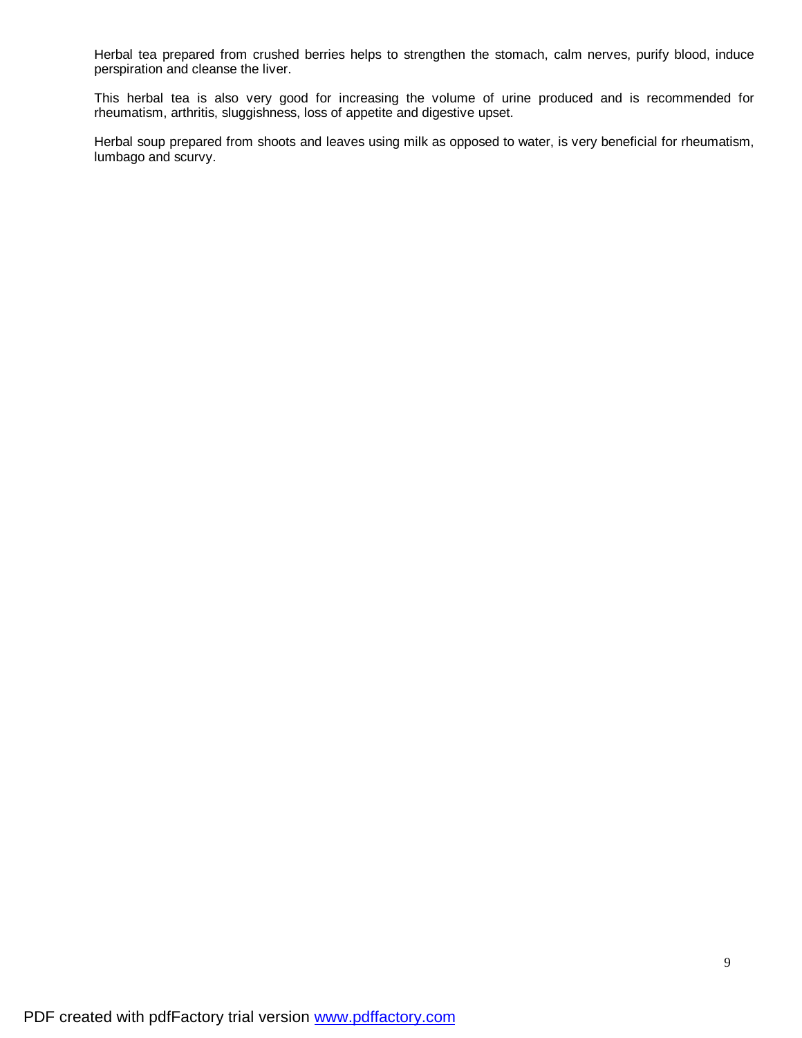Herbal tea prepared from crushed berries helps to strengthen the stomach, calm nerves, purify blood, induce perspiration and cleanse the liver.

This herbal tea is also very good for increasing the volume of urine produced and is recommended for rheumatism, arthritis, sluggishness, loss of appetite and digestive upset.

Herbal soup prepared from shoots and leaves using milk as opposed to water, is very beneficial for rheumatism, lumbago and scurvy.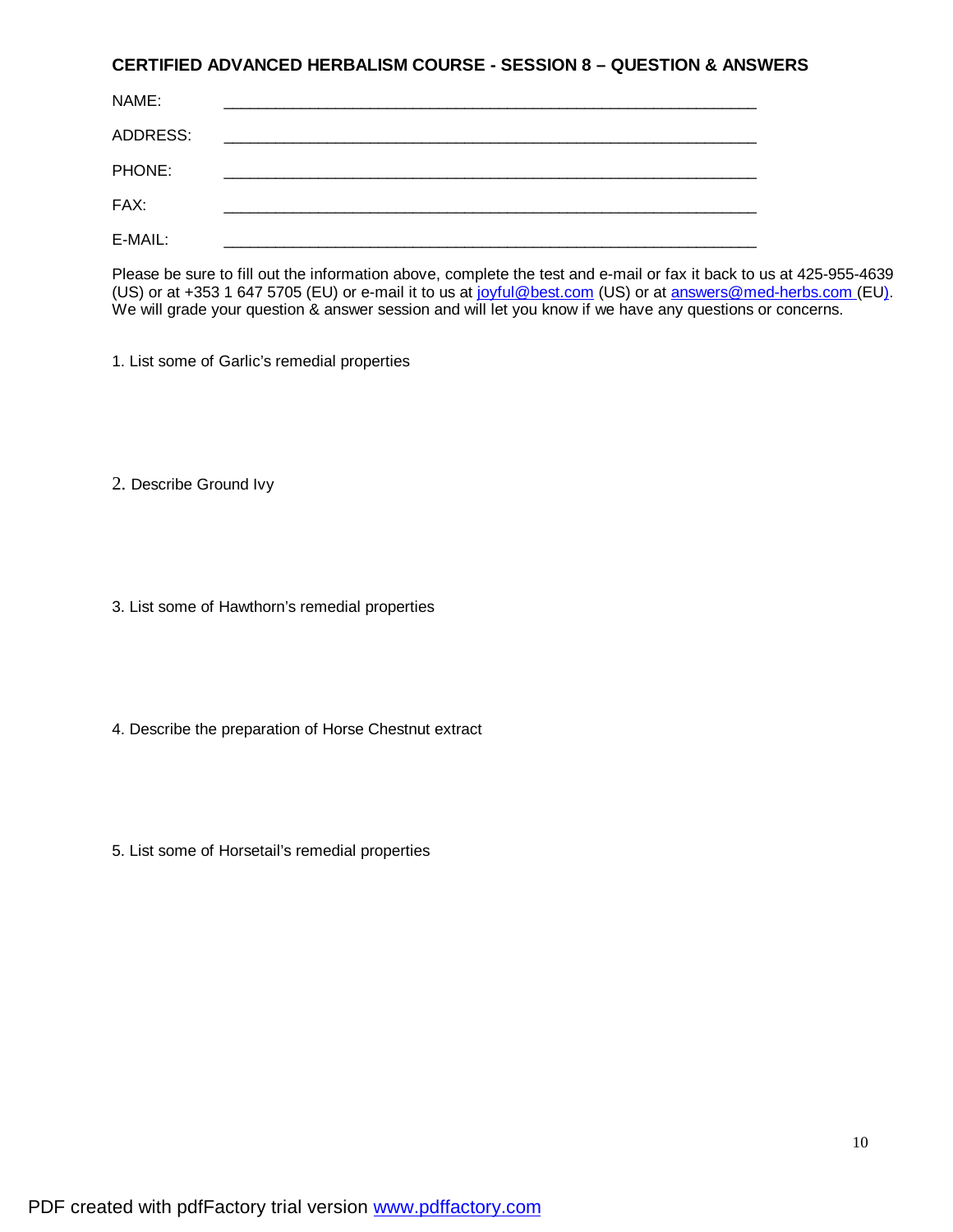## CERTIFIED ADVANCED HERBALISM COURSE - SESSION 8 – QUESTION & ANSWERS

NAME: _______________________________________________________________

ADDRESS: _______________________________________________________________

PHONE: _______________________________________________________________

FAX: _______________________________________________________________

E-MAIL: _______________________________________________________________

Please be sure to fill out the information above, complete the test and e-mail or fax it back to us at 425-955-4639 (US) or at +353 1 647 5705 (EU) or e-mail it to us at joyful@best.com (US) or at answers@med-herbs.com (EU). We will grade your question & answer session and will let you know if we have any questions or concerns.

1. List some of Garlic's remedial properties

2. Describe Ground Ivy

3. List some of Hawthorn's remedial properties

4. Describe the preparation of Horse Chestnut extract

5. List some of Horsetail's remedial properties

PDF created with pdfFactory trial version www.pdffactory.com